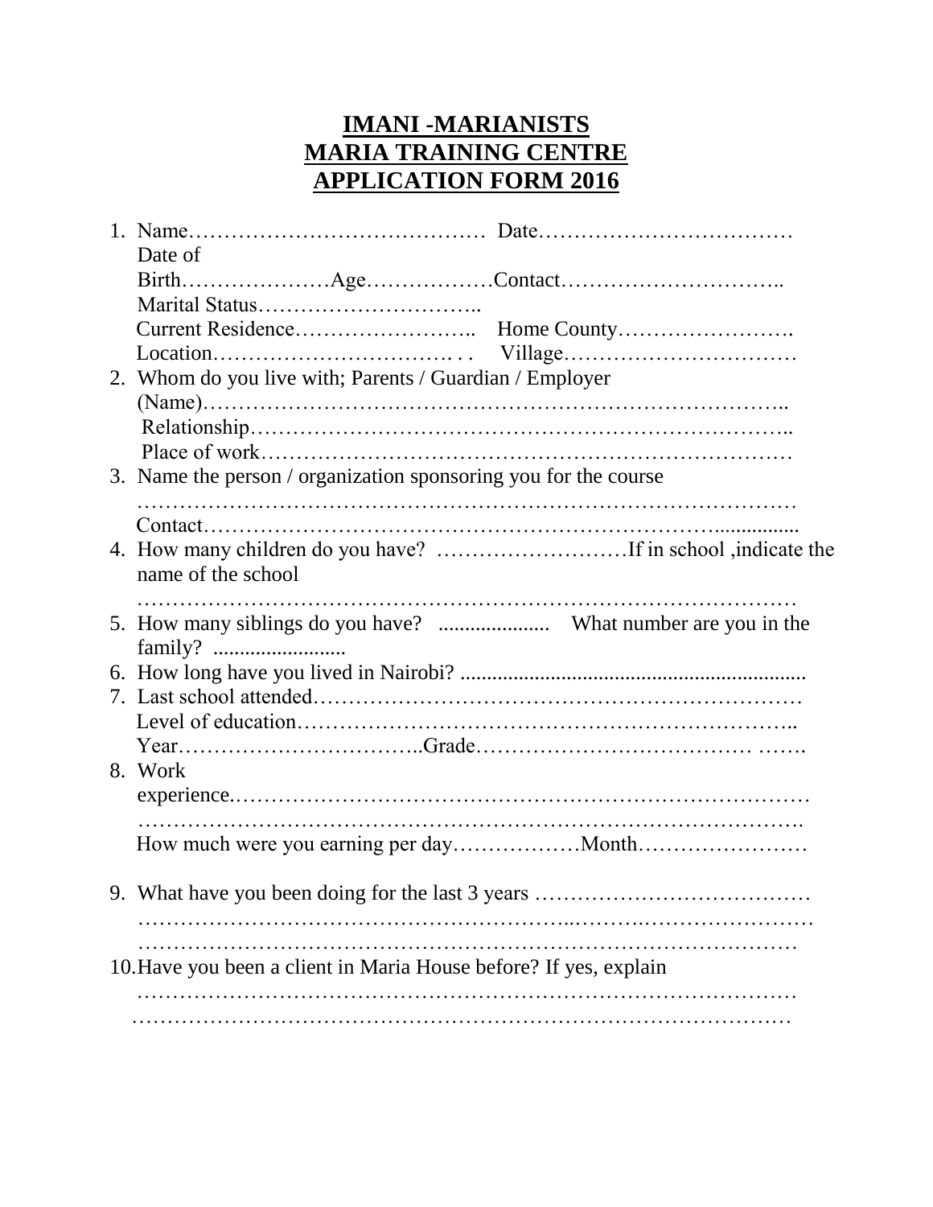# IMANI -MARIANISTS
# MARIA TRAINING CENTRE
# APPLICATION FORM 2016

1. Name…………………………………… Date………………………………
   Date of Birth…………………Age………………Contact…………………………..
   Marital Status…………………………..
   Current Residence…………………….. Home County…………………….
   Location……………………………. . . Village……………………………
2. Whom do you live with; Parents / Guardian / Employer
   (Name)…………………………………………………………………..
   Relationship……………………………………………………………..
   Place of work……………………………………………………………
3. Name the person / organization sponsoring you for the course
   ……………………………………………………………………………
   Contact…………………………………………………………….................
4. How many children do you have? ………………………If in school ,indicate the name of the school
   ……………………………………………………………………………
5. How many siblings do you have? ..................... What number are you in the family? .........................
6. How long have you lived in Nairobi? ................................................................
7. Last school attended……………………………………………………
   Level of education………………………………………………………..
   Year……………………………..Grade……………………………… …….
8. Work experience.…………………………………………………………………
   …………………………………………………………………………….
   How much were you earning per day………………Month……………………
9. What have you been doing for the last 3 years …………………………………
   ……………………………………………………..……….……………………
   ……………………………………………………………………………
10. Have you been a client in Maria House before? If yes, explain
    ……………………………………………………………………………
    ……………………………………………………………………………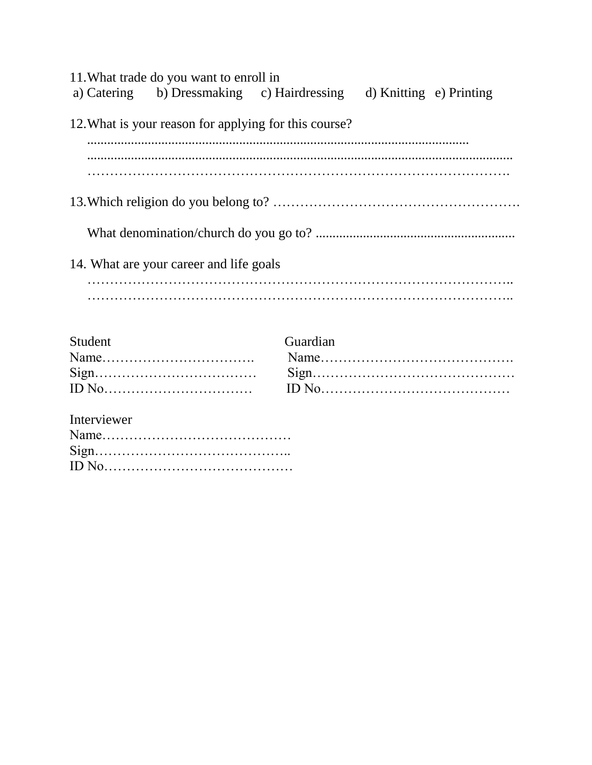11. What trade do you want to enroll in

a) Catering  b) Dressmaking  c) Hairdressing  d) Knitting  e) Printing

12. What is your reason for applying for this course?

.................................................................................................................

.......................................................................................................................

…………………………………………………………………………………….

13. Which religion do you belong to? ……………………………………………….

What denomination/church do you go to? ...........................................................

14. What are your career and life goals

……………………………………………………………………………………..

……………………………………………………………………………………..

| Student | Guardian |
|---|---|
| Name……………………………. | Name……………………………………. |
| Sign……………………………… | Sign……………………………………… |
| ID No…………………………… | ID No…………………………………… |

Interviewer

Name……………………………………

Sign……………………………………..

ID No……………………………………